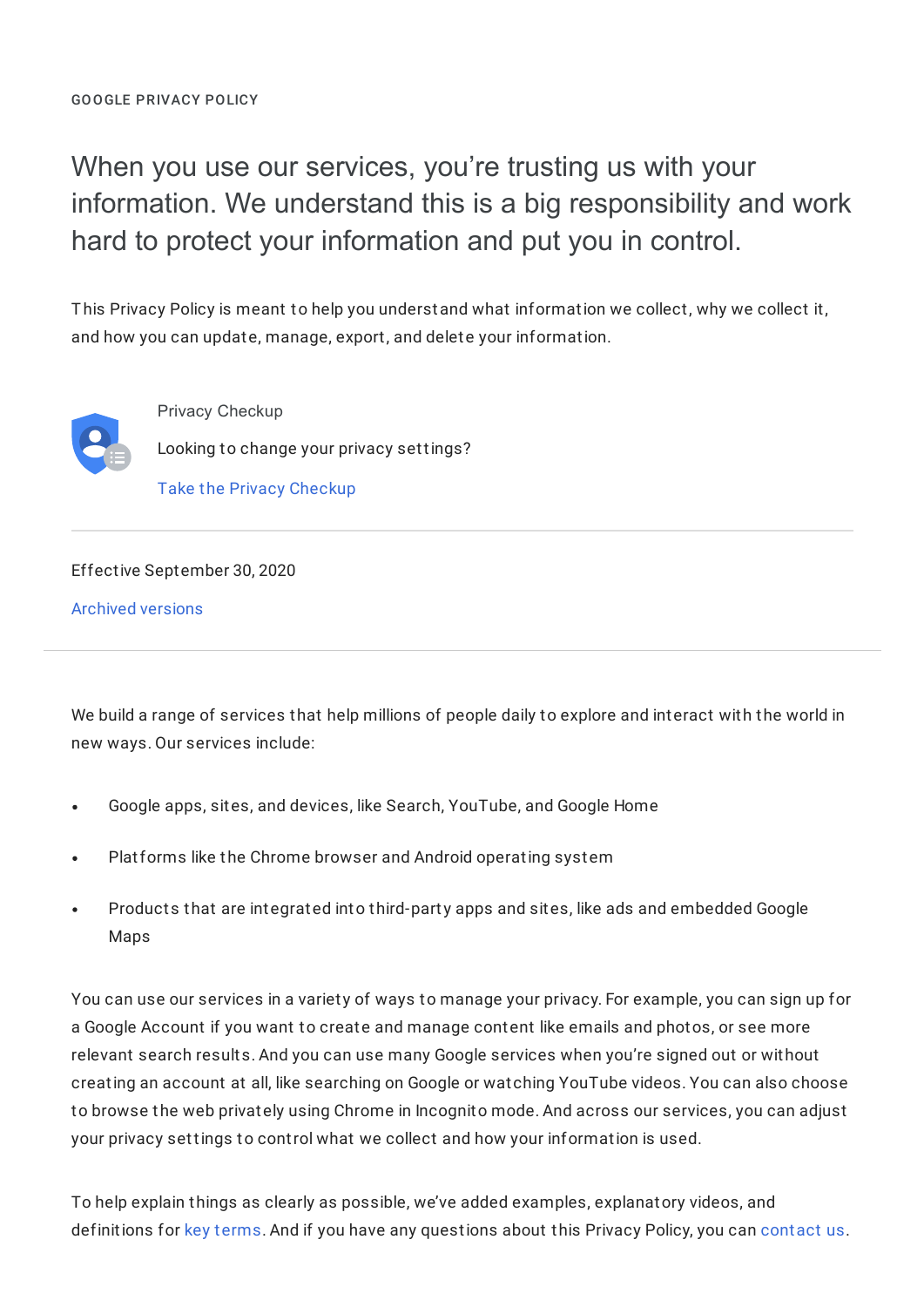GOOGLE PRIVACY POLICY

# When you use our services, you're trusting us with your information. We understand this is a big responsibility and work hard to protect your information and put you in control.

This Privacy Policy is meant to help you understand what information we collect, why we collect it, and how you can update, manage, export, and delete your information.

Privacy Checkup

Looking to change your privacy settings?

Take the Privacy Checkup

---

Effective September 30, 2020

Archived versions

---

We build a range of services that help millions of people daily to explore and interact with the world in new ways. Our services include:

- Google apps, sites, and devices, like Search, YouTube, and Google Home
- Platforms like the Chrome browser and Android operating system
- Products that are integrated into third-party apps and sites, like ads and embedded Google Maps

You can use our services in a variety of ways to manage your privacy. For example, you can sign up for a Google Account if you want to create and manage content like emails and photos, or see more relevant search results. And you can use many Google services when you're signed out or without creating an account at all, like searching on Google or watching YouTube videos. You can also choose to browse the web privately using Chrome in Incognito mode. And across our services, you can adjust your privacy settings to control what we collect and how your information is used.

To help explain things as clearly as possible, we've added examples, explanatory videos, and definitions for key terms. And if you have any questions about this Privacy Policy, you can contact us.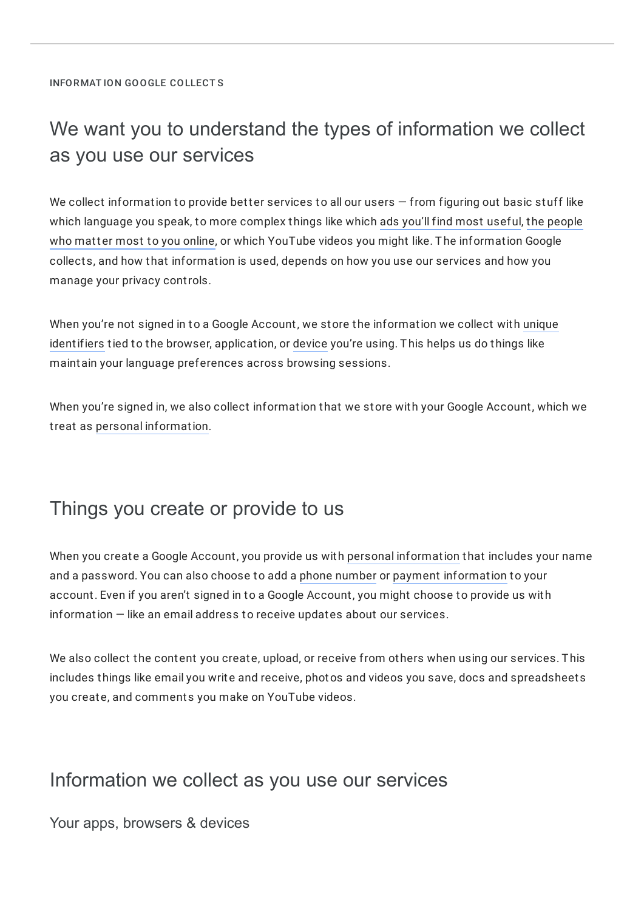INFORMATION GOOGLE COLLECTS

# We want you to understand the types of information we collect as you use our services

We collect information to provide better services to all our users — from figuring out basic stuff like which language you speak, to more complex things like which ads you'll find most useful, the people who matter most to you online, or which YouTube videos you might like. The information Google collects, and how that information is used, depends on how you use our services and how you manage your privacy controls.

When you're not signed in to a Google Account, we store the information we collect with unique identifiers tied to the browser, application, or device you're using. This helps us do things like maintain your language preferences across browsing sessions.

When you're signed in, we also collect information that we store with your Google Account, which we treat as personal information.

## Things you create or provide to us

When you create a Google Account, you provide us with personal information that includes your name and a password. You can also choose to add a phone number or payment information to your account. Even if you aren't signed in to a Google Account, you might choose to provide us with information — like an email address to receive updates about our services.

We also collect the content you create, upload, or receive from others when using our services. This includes things like email you write and receive, photos and videos you save, docs and spreadsheets you create, and comments you make on YouTube videos.

## Information we collect as you use our services

### Your apps, browsers & devices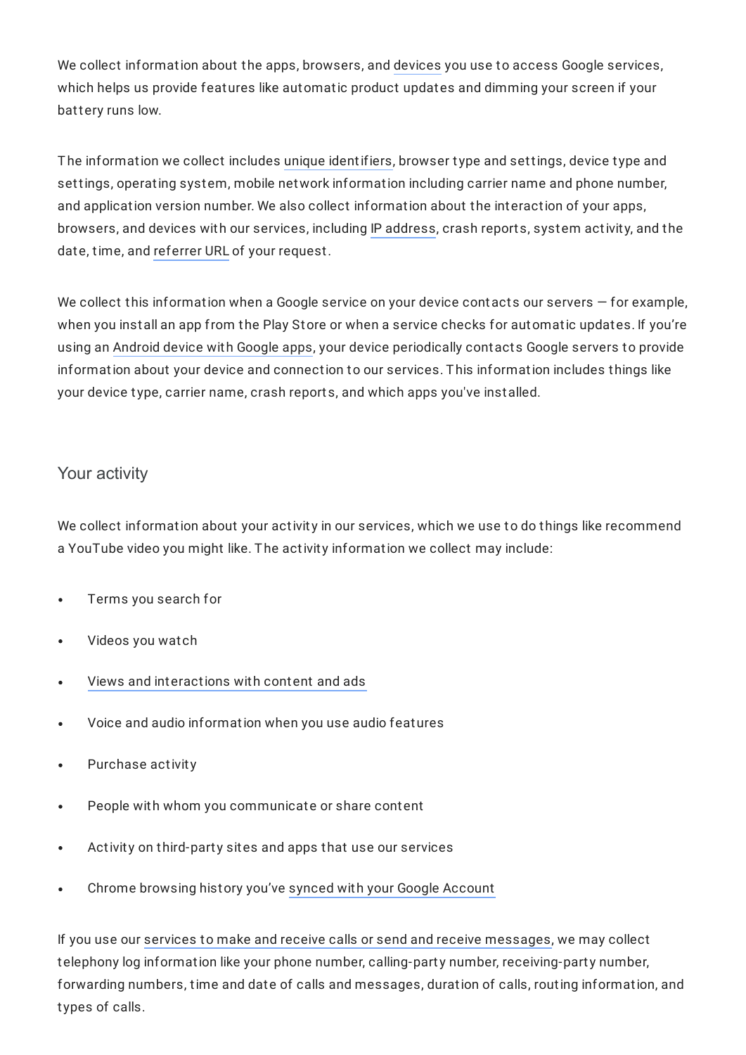We collect information about the apps, browsers, and devices you use to access Google services, which helps us provide features like automatic product updates and dimming your screen if your battery runs low.

The information we collect includes unique identifiers, browser type and settings, device type and settings, operating system, mobile network information including carrier name and phone number, and application version number. We also collect information about the interaction of your apps, browsers, and devices with our services, including IP address, crash reports, system activity, and the date, time, and referrer URL of your request.

We collect this information when a Google service on your device contacts our servers — for example, when you install an app from the Play Store or when a service checks for automatic updates. If you're using an Android device with Google apps, your device periodically contacts Google servers to provide information about your device and connection to our services. This information includes things like your device type, carrier name, crash reports, and which apps you've installed.

## Your activity

We collect information about your activity in our services, which we use to do things like recommend a YouTube video you might like. The activity information we collect may include:

- Terms you search for
- Videos you watch
- Views and interactions with content and ads
- Voice and audio information when you use audio features
- Purchase activity
- People with whom you communicate or share content
- Activity on third-party sites and apps that use our services
- Chrome browsing history you've synced with your Google Account

If you use our services to make and receive calls or send and receive messages, we may collect telephony log information like your phone number, calling-party number, receiving-party number, forwarding numbers, time and date of calls and messages, duration of calls, routing information, and types of calls.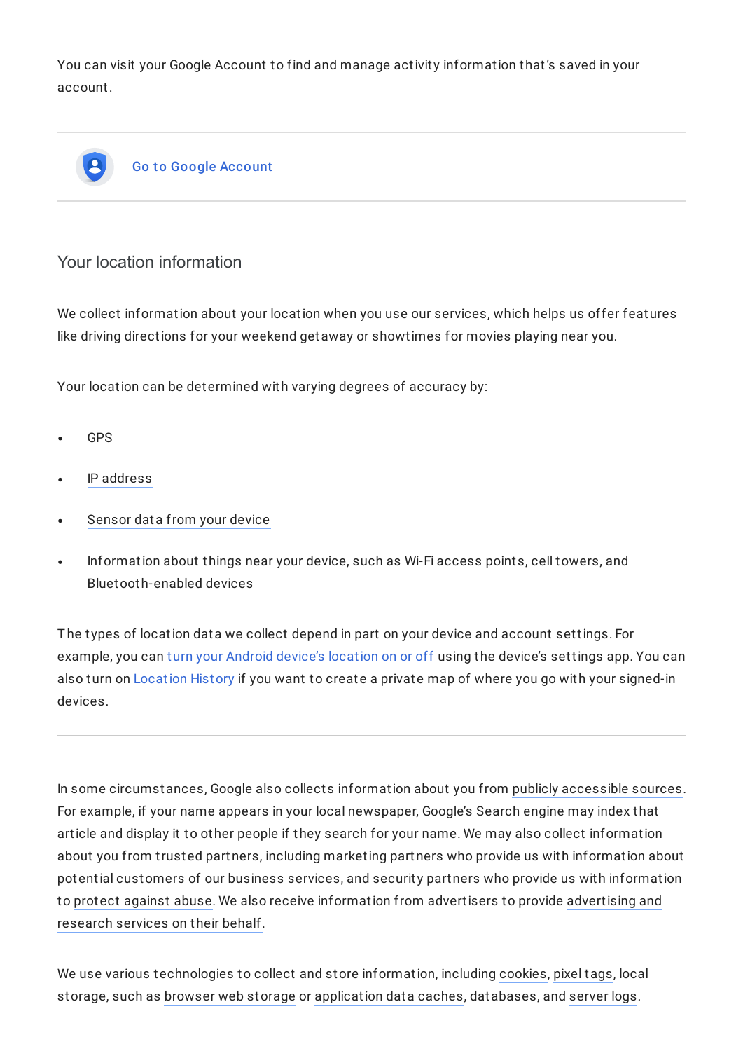You can visit your Google Account to find and manage activity information that's saved in your account.

Go to Google Account

## Your location information

We collect information about your location when you use our services, which helps us offer features like driving directions for your weekend getaway or showtimes for movies playing near you.

Your location can be determined with varying degrees of accuracy by:

- GPS
- IP address
- Sensor data from your device
- Information about things near your device, such as Wi-Fi access points, cell towers, and Bluetooth-enabled devices

The types of location data we collect depend in part on your device and account settings. For example, you can turn your Android device's location on or off using the device's settings app. You can also turn on Location History if you want to create a private map of where you go with your signed-in devices.

---

In some circumstances, Google also collects information about you from publicly accessible sources. For example, if your name appears in your local newspaper, Google's Search engine may index that article and display it to other people if they search for your name. We may also collect information about you from trusted partners, including marketing partners who provide us with information about potential customers of our business services, and security partners who provide us with information to protect against abuse. We also receive information from advertisers to provide advertising and research services on their behalf.

We use various technologies to collect and store information, including cookies, pixel tags, local storage, such as browser web storage or application data caches, databases, and server logs.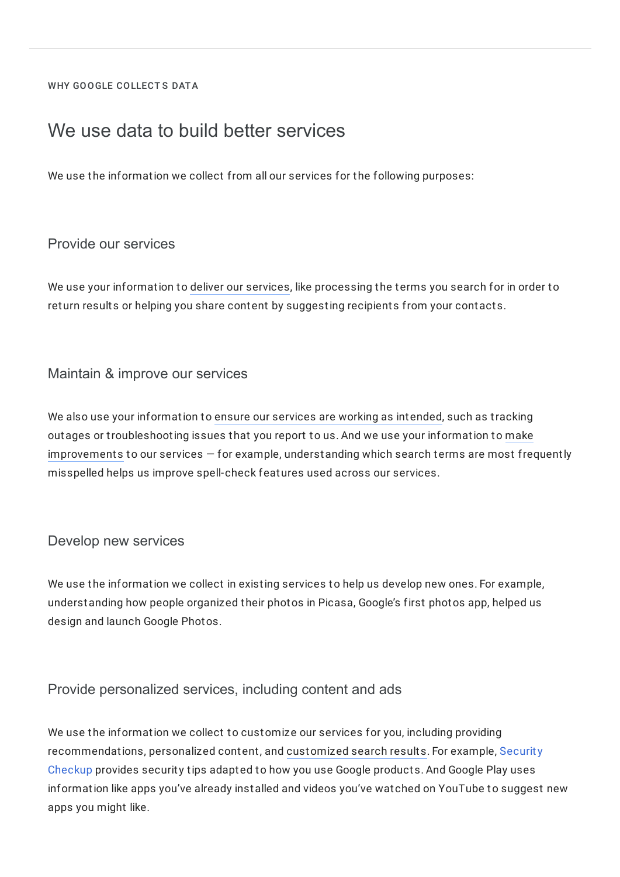WHY GOOGLE COLLECTS DATA

## We use data to build better services

We use the information we collect from all our services for the following purposes:

### Provide our services

We use your information to deliver our services, like processing the terms you search for in order to return results or helping you share content by suggesting recipients from your contacts.

### Maintain & improve our services

We also use your information to ensure our services are working as intended, such as tracking outages or troubleshooting issues that you report to us. And we use your information to make improvements to our services — for example, understanding which search terms are most frequently misspelled helps us improve spell-check features used across our services.

### Develop new services

We use the information we collect in existing services to help us develop new ones. For example, understanding how people organized their photos in Picasa, Google's first photos app, helped us design and launch Google Photos.

### Provide personalized services, including content and ads

We use the information we collect to customize our services for you, including providing recommendations, personalized content, and customized search results. For example, Security Checkup provides security tips adapted to how you use Google products. And Google Play uses information like apps you've already installed and videos you've watched on YouTube to suggest new apps you might like.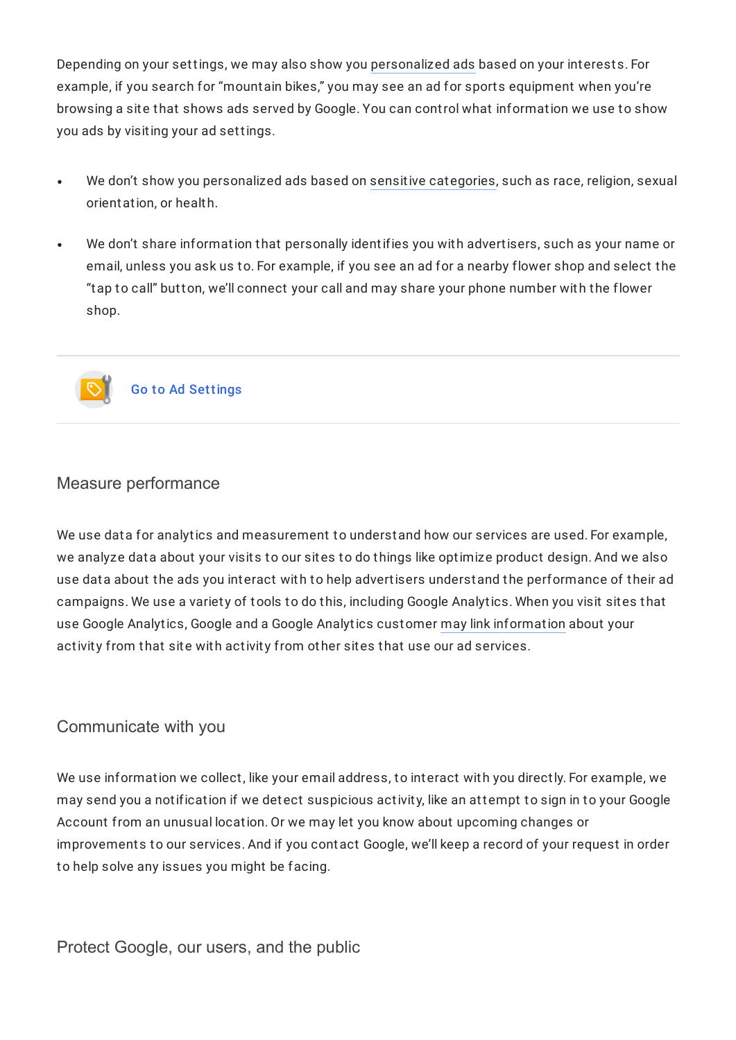Depending on your settings, we may also show you personalized ads based on your interests. For example, if you search for "mountain bikes," you may see an ad for sports equipment when you're browsing a site that shows ads served by Google. You can control what information we use to show you ads by visiting your ad settings.

- We don't show you personalized ads based on sensitive categories, such as race, religion, sexual orientation, or health.
- We don't share information that personally identifies you with advertisers, such as your name or email, unless you ask us to. For example, if you see an ad for a nearby flower shop and select the "tap to call" button, we'll connect your call and may share your phone number with the flower shop.

Go to Ad Settings

## Measure performance

We use data for analytics and measurement to understand how our services are used. For example, we analyze data about your visits to our sites to do things like optimize product design. And we also use data about the ads you interact with to help advertisers understand the performance of their ad campaigns. We use a variety of tools to do this, including Google Analytics. When you visit sites that use Google Analytics, Google and a Google Analytics customer may link information about your activity from that site with activity from other sites that use our ad services.

## Communicate with you

We use information we collect, like your email address, to interact with you directly. For example, we may send you a notification if we detect suspicious activity, like an attempt to sign in to your Google Account from an unusual location. Or we may let you know about upcoming changes or improvements to our services. And if you contact Google, we'll keep a record of your request in order to help solve any issues you might be facing.

## Protect Google, our users, and the public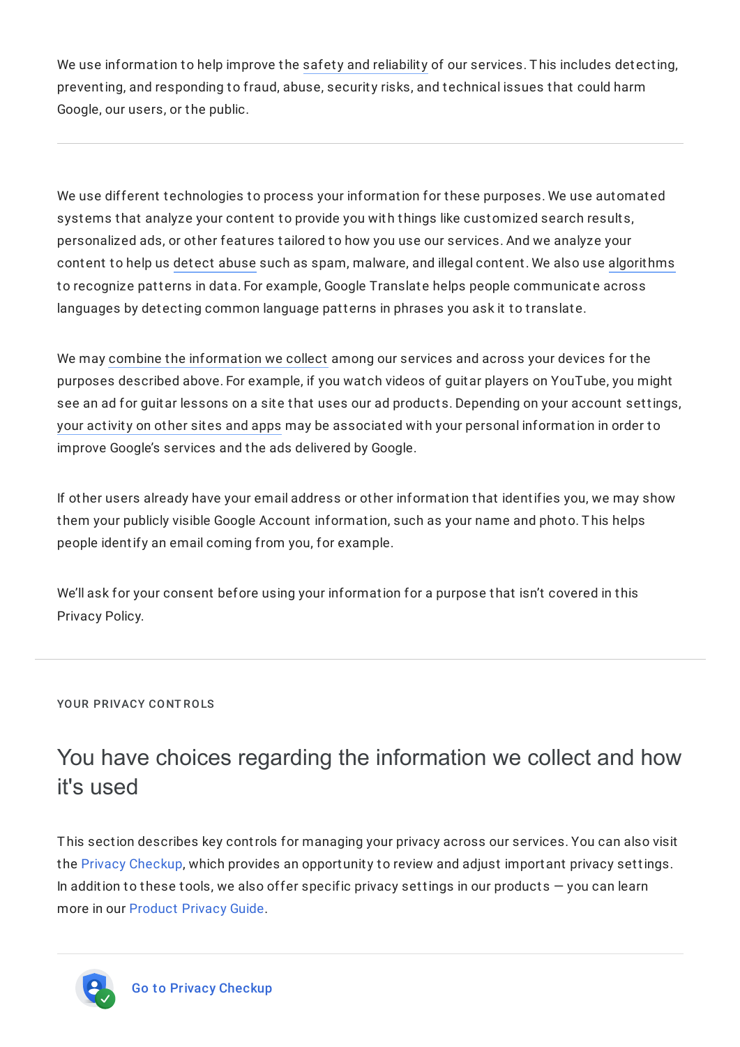We use information to help improve the safety and reliability of our services. This includes detecting, preventing, and responding to fraud, abuse, security risks, and technical issues that could harm Google, our users, or the public.

---

We use different technologies to process your information for these purposes. We use automated systems that analyze your content to provide you with things like customized search results, personalized ads, or other features tailored to how you use our services. And we analyze your content to help us detect abuse such as spam, malware, and illegal content. We also use algorithms to recognize patterns in data. For example, Google Translate helps people communicate across languages by detecting common language patterns in phrases you ask it to translate.

We may combine the information we collect among our services and across your devices for the purposes described above. For example, if you watch videos of guitar players on YouTube, you might see an ad for guitar lessons on a site that uses our ad products. Depending on your account settings, your activity on other sites and apps may be associated with your personal information in order to improve Google's services and the ads delivered by Google.

If other users already have your email address or other information that identifies you, we may show them your publicly visible Google Account information, such as your name and photo. This helps people identify an email coming from you, for example.

We'll ask for your consent before using your information for a purpose that isn't covered in this Privacy Policy.

---

YOUR PRIVACY CONTROLS

## You have choices regarding the information we collect and how it's used

This section describes key controls for managing your privacy across our services. You can also visit the Privacy Checkup, which provides an opportunity to review and adjust important privacy settings. In addition to these tools, we also offer specific privacy settings in our products — you can learn more in our Product Privacy Guide.

---

Go to Privacy Checkup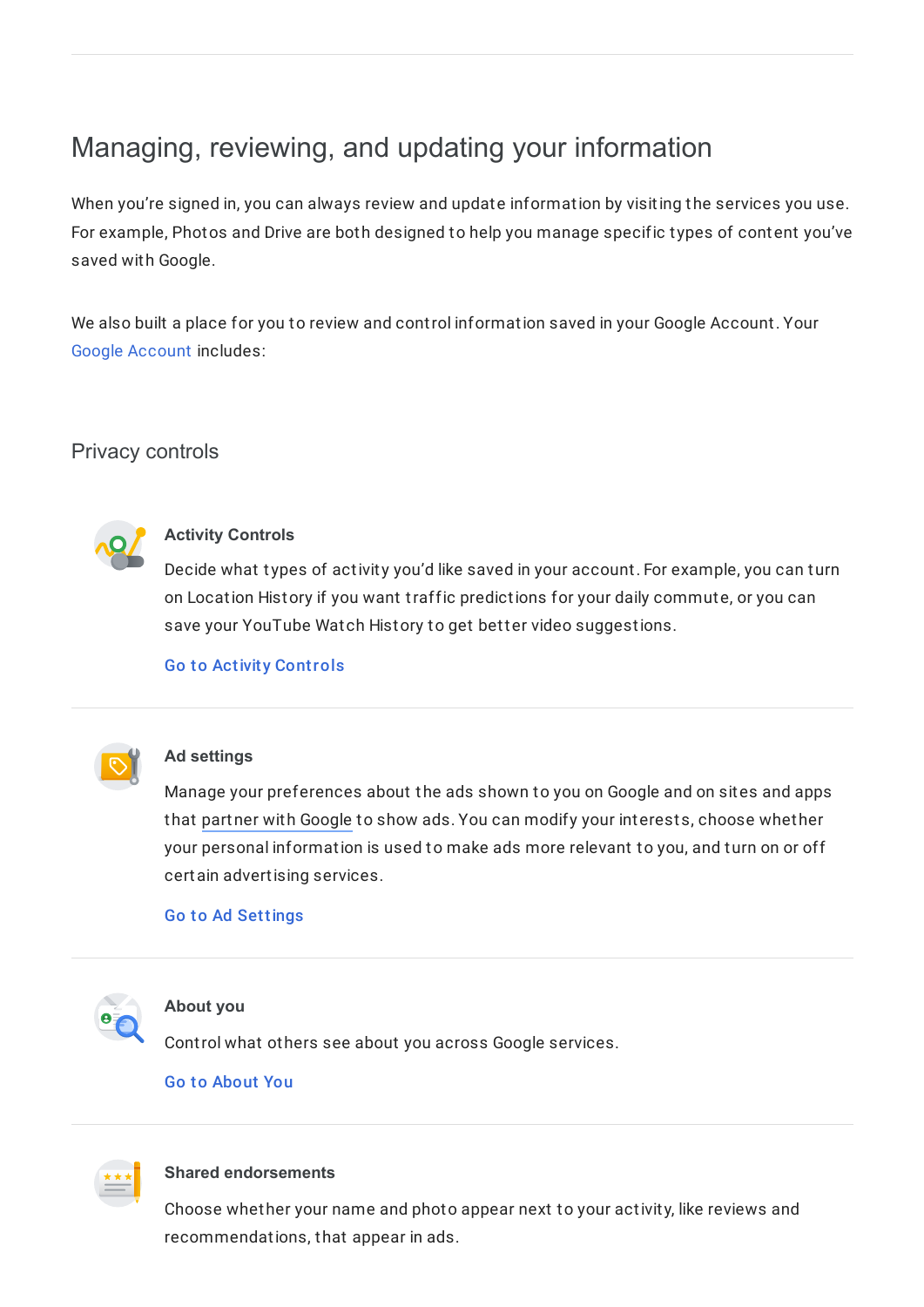## Managing, reviewing, and updating your information

When you're signed in, you can always review and update information by visiting the services you use. For example, Photos and Drive are both designed to help you manage specific types of content you've saved with Google.

We also built a place for you to review and control information saved in your Google Account. Your Google Account includes:

### Privacy controls

#### Activity Controls

Decide what types of activity you'd like saved in your account. For example, you can turn on Location History if you want traffic predictions for your daily commute, or you can save your YouTube Watch History to get better video suggestions.

Go to Activity Controls

#### Ad settings

Manage your preferences about the ads shown to you on Google and on sites and apps that partner with Google to show ads. You can modify your interests, choose whether your personal information is used to make ads more relevant to you, and turn on or off certain advertising services.

Go to Ad Settings

#### About you

Control what others see about you across Google services.

Go to About You

#### Shared endorsements

Choose whether your name and photo appear next to your activity, like reviews and recommendations, that appear in ads.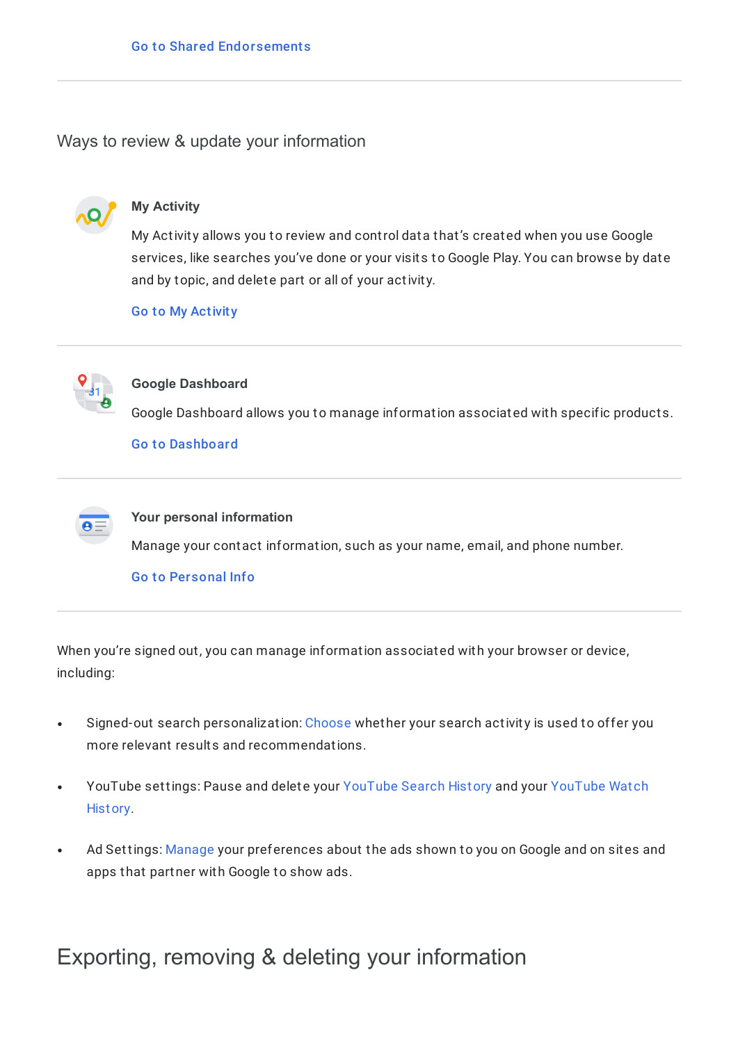Go to Shared Endorsements

## Ways to review & update your information

**My Activity**

My Activity allows you to review and control data that's created when you use Google services, like searches you've done or your visits to Google Play. You can browse by date and by topic, and delete part or all of your activity.

Go to My Activity

**Google Dashboard**

Google Dashboard allows you to manage information associated with specific products.

Go to Dashboard

**Your personal information**

Manage your contact information, such as your name, email, and phone number.

Go to Personal Info

When you're signed out, you can manage information associated with your browser or device, including:

- Signed-out search personalization: Choose whether your search activity is used to offer you more relevant results and recommendations.
- YouTube settings: Pause and delete your YouTube Search History and your YouTube Watch History.
- Ad Settings: Manage your preferences about the ads shown to you on Google and on sites and apps that partner with Google to show ads.

# Exporting, removing & deleting your information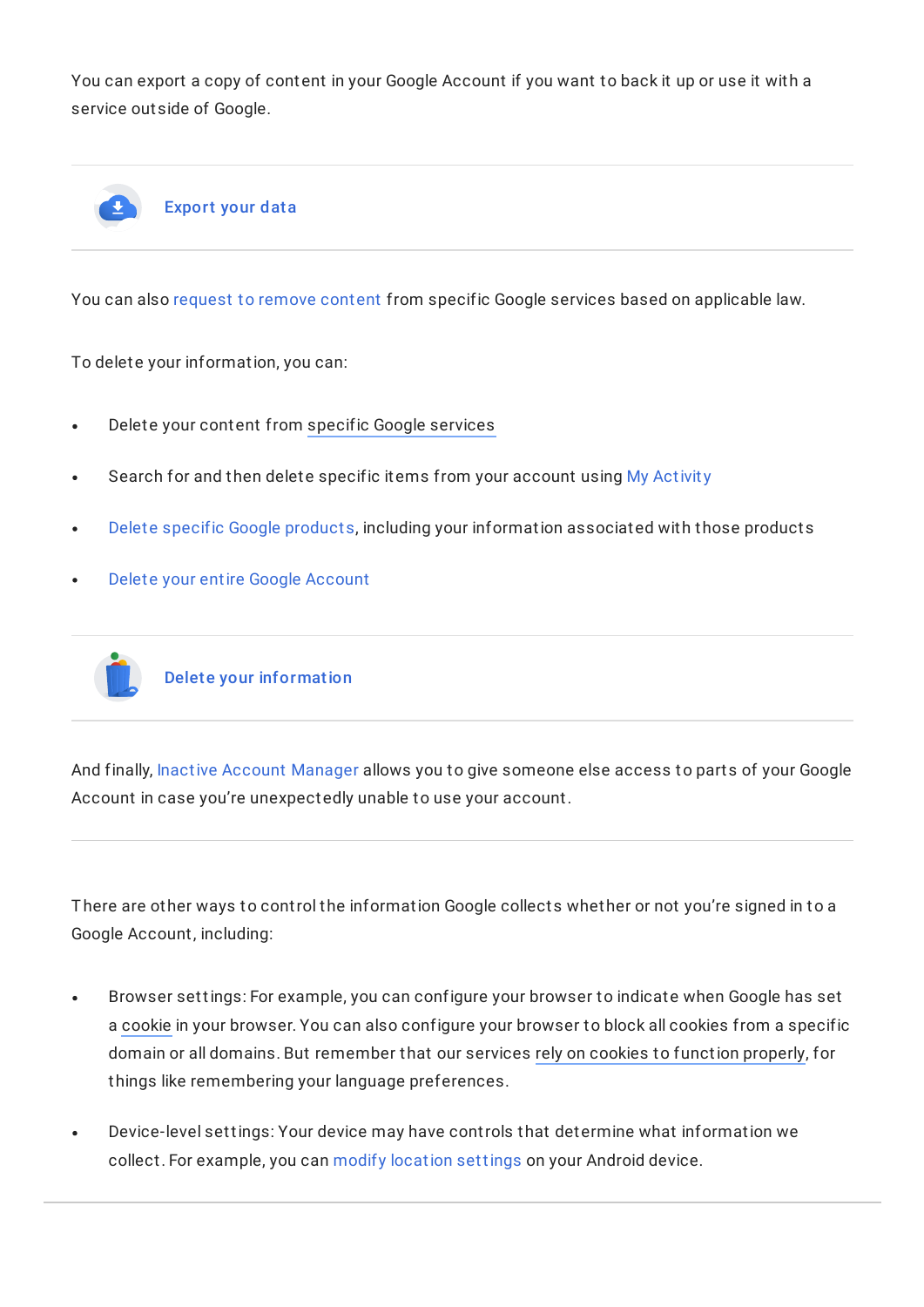You can export a copy of content in your Google Account if you want to back it up or use it with a service outside of Google.

---

Export your data

---

You can also request to remove content from specific Google services based on applicable law.

To delete your information, you can:

- Delete your content from specific Google services
- Search for and then delete specific items from your account using My Activity
- Delete specific Google products, including your information associated with those products
- Delete your entire Google Account

---

Delete your information

---

And finally, Inactive Account Manager allows you to give someone else access to parts of your Google Account in case you're unexpectedly unable to use your account.

---

There are other ways to control the information Google collects whether or not you're signed in to a Google Account, including:

- Browser settings: For example, you can configure your browser to indicate when Google has set a cookie in your browser. You can also configure your browser to block all cookies from a specific domain or all domains. But remember that our services rely on cookies to function properly, for things like remembering your language preferences.
- Device-level settings: Your device may have controls that determine what information we collect. For example, you can modify location settings on your Android device.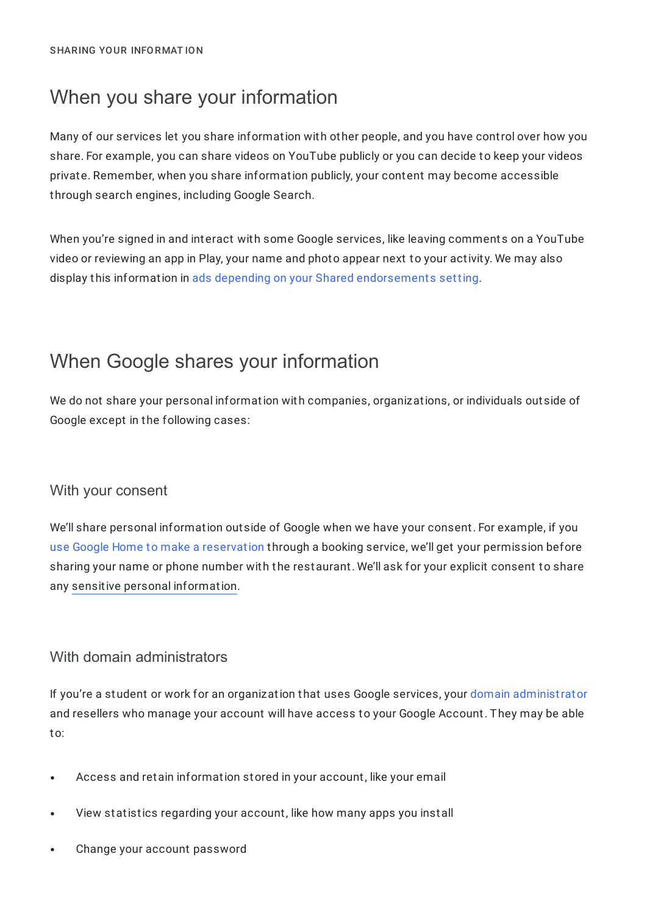SHARING YOUR INFORMATION

## When you share your information

Many of our services let you share information with other people, and you have control over how you share. For example, you can share videos on YouTube publicly or you can decide to keep your videos private. Remember, when you share information publicly, your content may become accessible through search engines, including Google Search.

When you're signed in and interact with some Google services, like leaving comments on a YouTube video or reviewing an app in Play, your name and photo appear next to your activity. We may also display this information in ads depending on your Shared endorsements setting.

## When Google shares your information

We do not share your personal information with companies, organizations, or individuals outside of Google except in the following cases:

### With your consent

We'll share personal information outside of Google when we have your consent. For example, if you use Google Home to make a reservation through a booking service, we'll get your permission before sharing your name or phone number with the restaurant. We'll ask for your explicit consent to share any sensitive personal information.

### With domain administrators

If you're a student or work for an organization that uses Google services, your domain administrator and resellers who manage your account will have access to your Google Account. They may be able to:

- Access and retain information stored in your account, like your email
- View statistics regarding your account, like how many apps you install
- Change your account password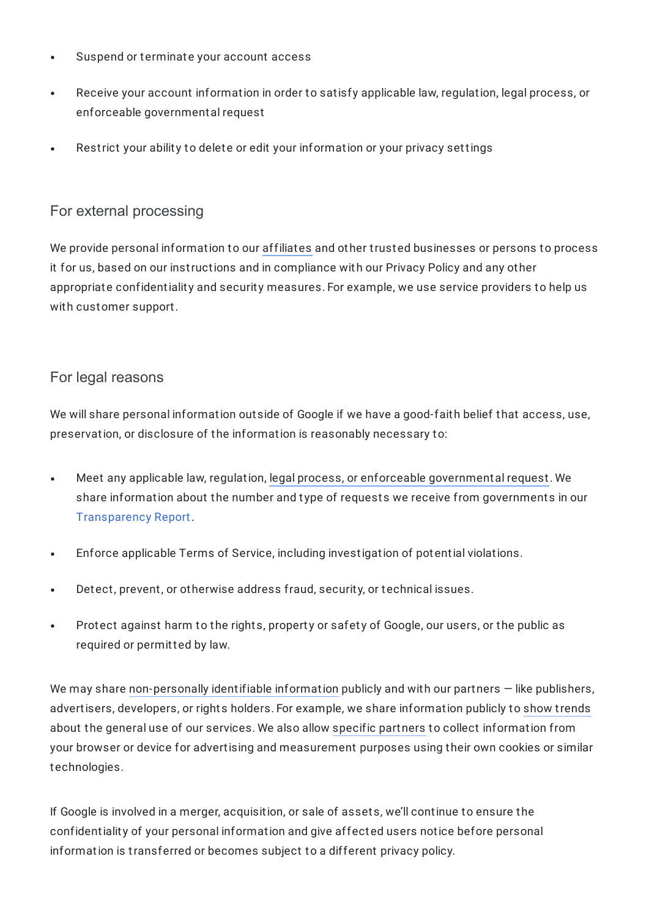- Suspend or terminate your account access
- Receive your account information in order to satisfy applicable law, regulation, legal process, or enforceable governmental request
- Restrict your ability to delete or edit your information or your privacy settings

### For external processing

We provide personal information to our affiliates and other trusted businesses or persons to process it for us, based on our instructions and in compliance with our Privacy Policy and any other appropriate confidentiality and security measures. For example, we use service providers to help us with customer support.

### For legal reasons

We will share personal information outside of Google if we have a good-faith belief that access, use, preservation, or disclosure of the information is reasonably necessary to:

- Meet any applicable law, regulation, legal process, or enforceable governmental request. We share information about the number and type of requests we receive from governments in our Transparency Report.
- Enforce applicable Terms of Service, including investigation of potential violations.
- Detect, prevent, or otherwise address fraud, security, or technical issues.
- Protect against harm to the rights, property or safety of Google, our users, or the public as required or permitted by law.

We may share non-personally identifiable information publicly and with our partners — like publishers, advertisers, developers, or rights holders. For example, we share information publicly to show trends about the general use of our services. We also allow specific partners to collect information from your browser or device for advertising and measurement purposes using their own cookies or similar technologies.

If Google is involved in a merger, acquisition, or sale of assets, we'll continue to ensure the confidentiality of your personal information and give affected users notice before personal information is transferred or becomes subject to a different privacy policy.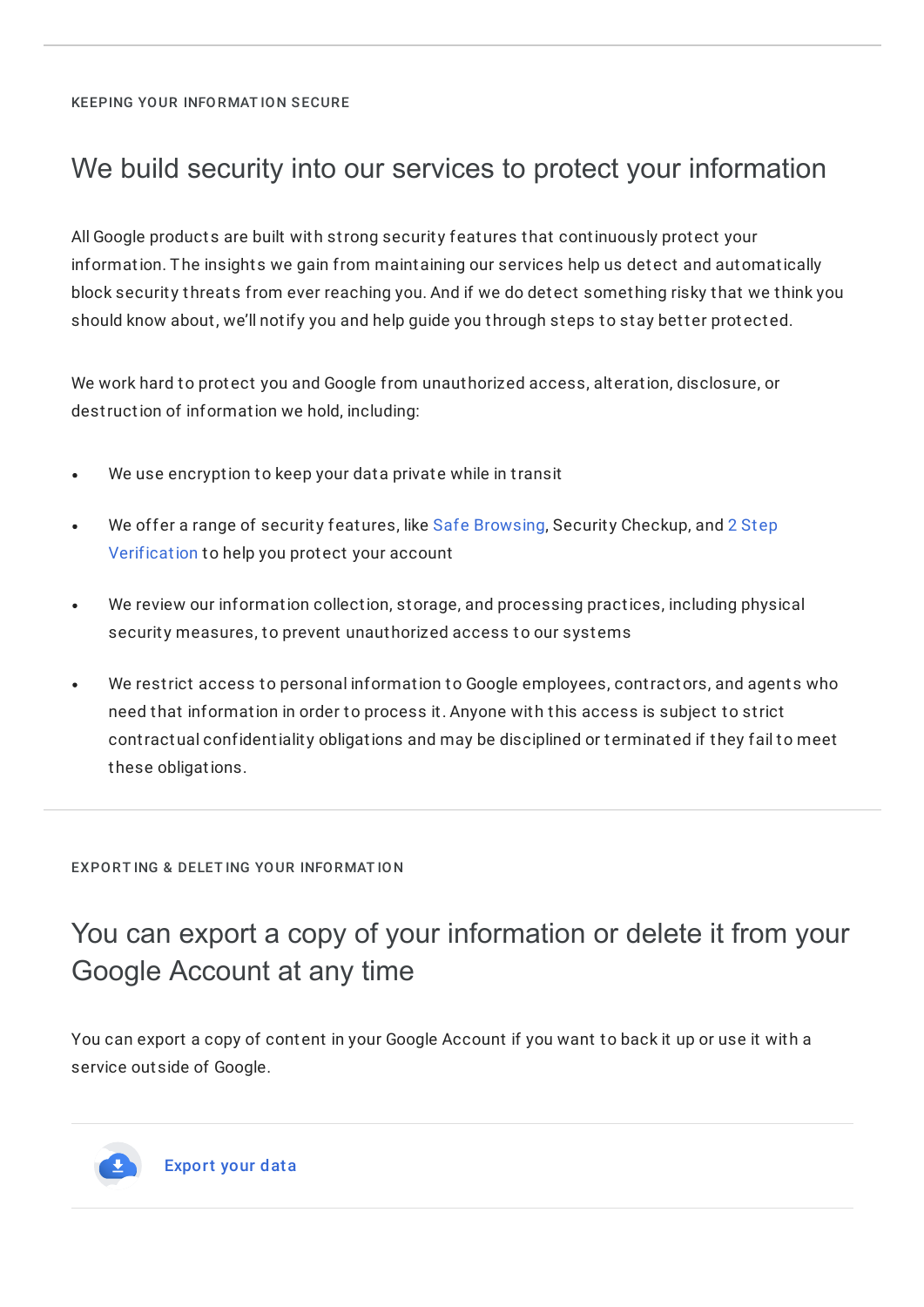KEEPING YOUR INFORMATION SECURE

## We build security into our services to protect your information

All Google products are built with strong security features that continuously protect your information. The insights we gain from maintaining our services help us detect and automatically block security threats from ever reaching you. And if we do detect something risky that we think you should know about, we'll notify you and help guide you through steps to stay better protected.

We work hard to protect you and Google from unauthorized access, alteration, disclosure, or destruction of information we hold, including:

- We use encryption to keep your data private while in transit
- We offer a range of security features, like Safe Browsing, Security Checkup, and 2 Step Verification to help you protect your account
- We review our information collection, storage, and processing practices, including physical security measures, to prevent unauthorized access to our systems
- We restrict access to personal information to Google employees, contractors, and agents who need that information in order to process it. Anyone with this access is subject to strict contractual confidentiality obligations and may be disciplined or terminated if they fail to meet these obligations.

EXPORTING & DELETING YOUR INFORMATION

## You can export a copy of your information or delete it from your Google Account at any time

You can export a copy of content in your Google Account if you want to back it up or use it with a service outside of Google.

**Export your data**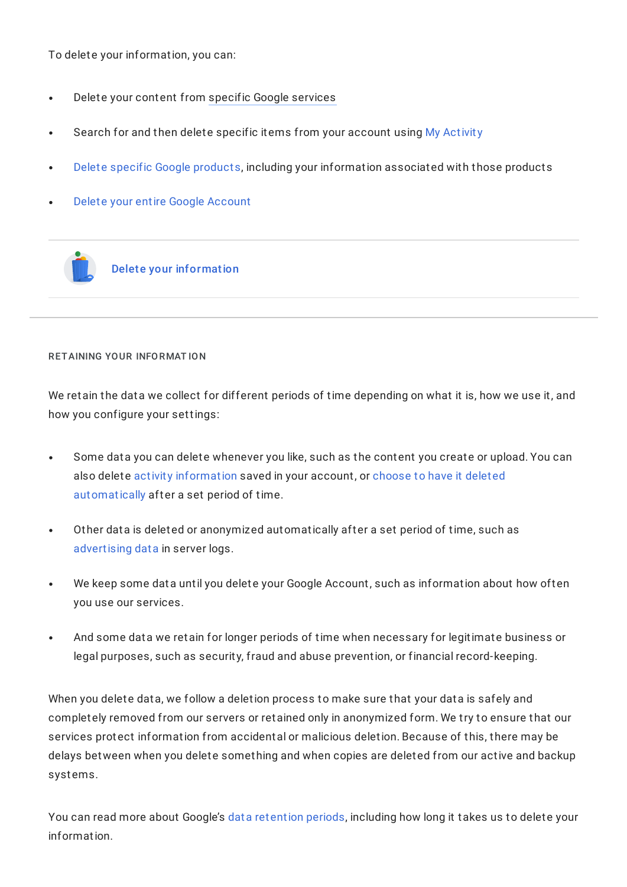To delete your information, you can:

- Delete your content from specific Google services
- Search for and then delete specific items from your account using My Activity
- Delete specific Google products, including your information associated with those products
- Delete your entire Google Account

Delete your information

---

RETAINING YOUR INFORMATION

We retain the data we collect for different periods of time depending on what it is, how we use it, and how you configure your settings:

- Some data you can delete whenever you like, such as the content you create or upload. You can also delete activity information saved in your account, or choose to have it deleted automatically after a set period of time.
- Other data is deleted or anonymized automatically after a set period of time, such as advertising data in server logs.
- We keep some data until you delete your Google Account, such as information about how often you use our services.
- And some data we retain for longer periods of time when necessary for legitimate business or legal purposes, such as security, fraud and abuse prevention, or financial record-keeping.

When you delete data, we follow a deletion process to make sure that your data is safely and completely removed from our servers or retained only in anonymized form. We try to ensure that our services protect information from accidental or malicious deletion. Because of this, there may be delays between when you delete something and when copies are deleted from our active and backup systems.

You can read more about Google's data retention periods, including how long it takes us to delete your information.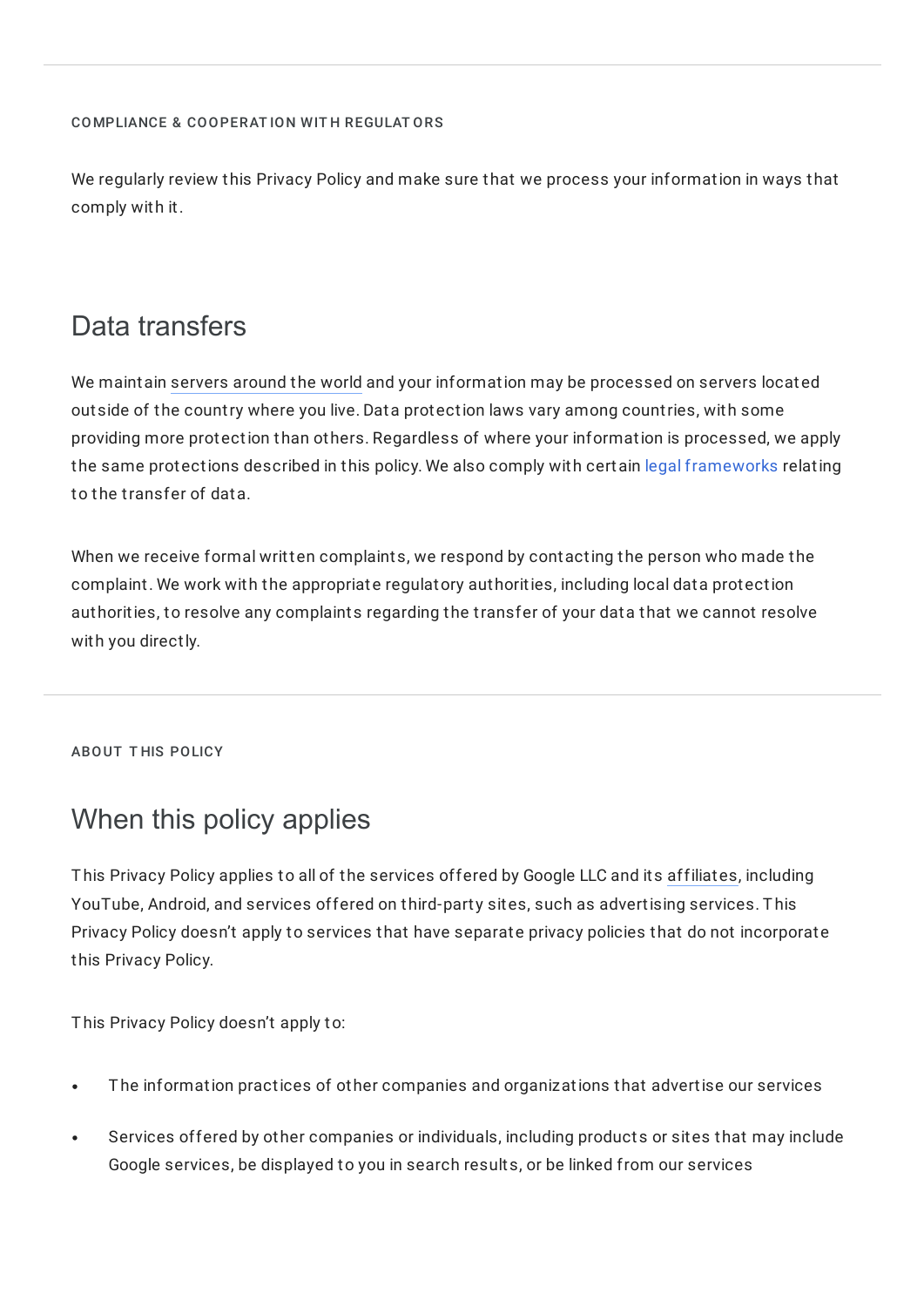---

COMPLIANCE & COOPERATION WITH REGULATORS

We regularly review this Privacy Policy and make sure that we process your information in ways that comply with it.

## Data transfers

We maintain servers around the world and your information may be processed on servers located outside of the country where you live. Data protection laws vary among countries, with some providing more protection than others. Regardless of where your information is processed, we apply the same protections described in this policy. We also comply with certain legal frameworks relating to the transfer of data.

When we receive formal written complaints, we respond by contacting the person who made the complaint. We work with the appropriate regulatory authorities, including local data protection authorities, to resolve any complaints regarding the transfer of your data that we cannot resolve with you directly.

---

ABOUT THIS POLICY

## When this policy applies

This Privacy Policy applies to all of the services offered by Google LLC and its affiliates, including YouTube, Android, and services offered on third-party sites, such as advertising services. This Privacy Policy doesn't apply to services that have separate privacy policies that do not incorporate this Privacy Policy.

This Privacy Policy doesn't apply to:

- The information practices of other companies and organizations that advertise our services
- Services offered by other companies or individuals, including products or sites that may include Google services, be displayed to you in search results, or be linked from our services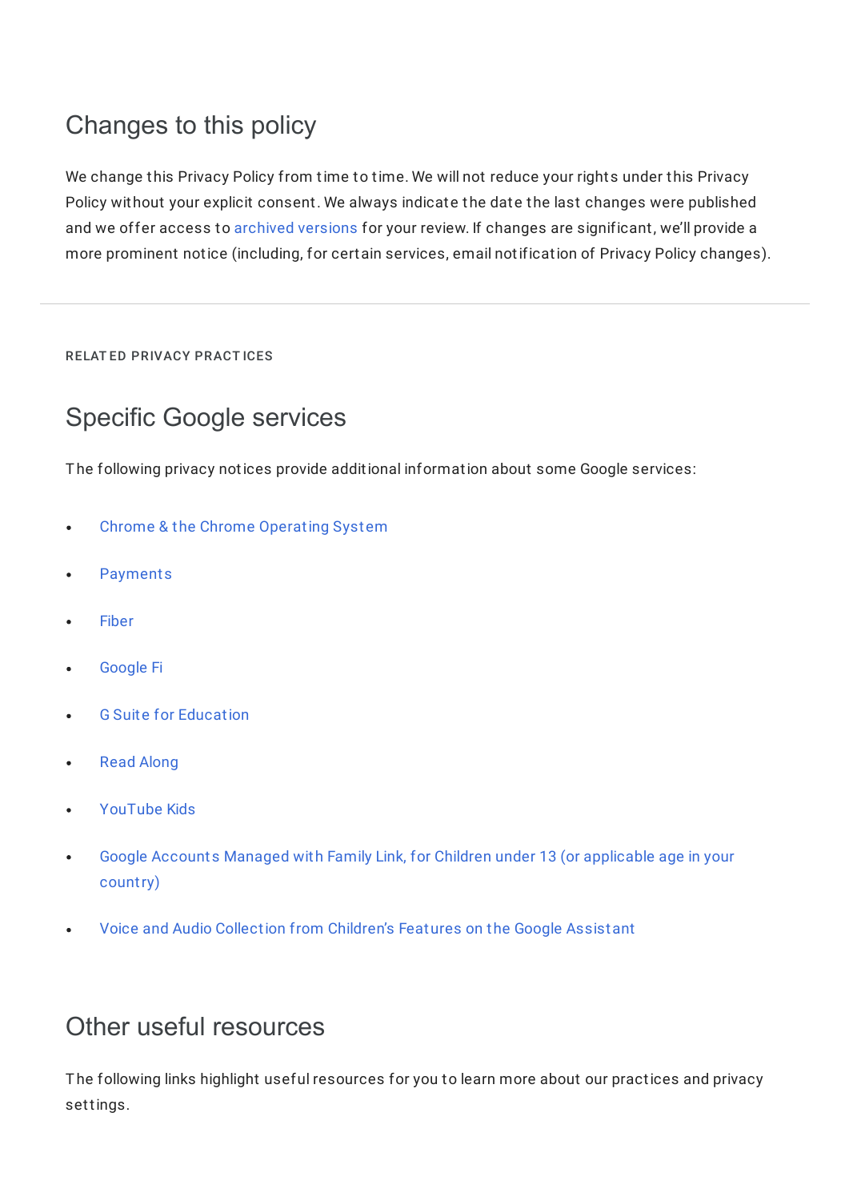## Changes to this policy

We change this Privacy Policy from time to time. We will not reduce your rights under this Privacy Policy without your explicit consent. We always indicate the date the last changes were published and we offer access to archived versions for your review. If changes are significant, we'll provide a more prominent notice (including, for certain services, email notification of Privacy Policy changes).

---

RELATED PRIVACY PRACTICES

## Specific Google services

The following privacy notices provide additional information about some Google services:

- Chrome & the Chrome Operating System
- Payments
- Fiber
- Google Fi
- G Suite for Education
- Read Along
- YouTube Kids
- Google Accounts Managed with Family Link, for Children under 13 (or applicable age in your country)
- Voice and Audio Collection from Children's Features on the Google Assistant

## Other useful resources

The following links highlight useful resources for you to learn more about our practices and privacy settings.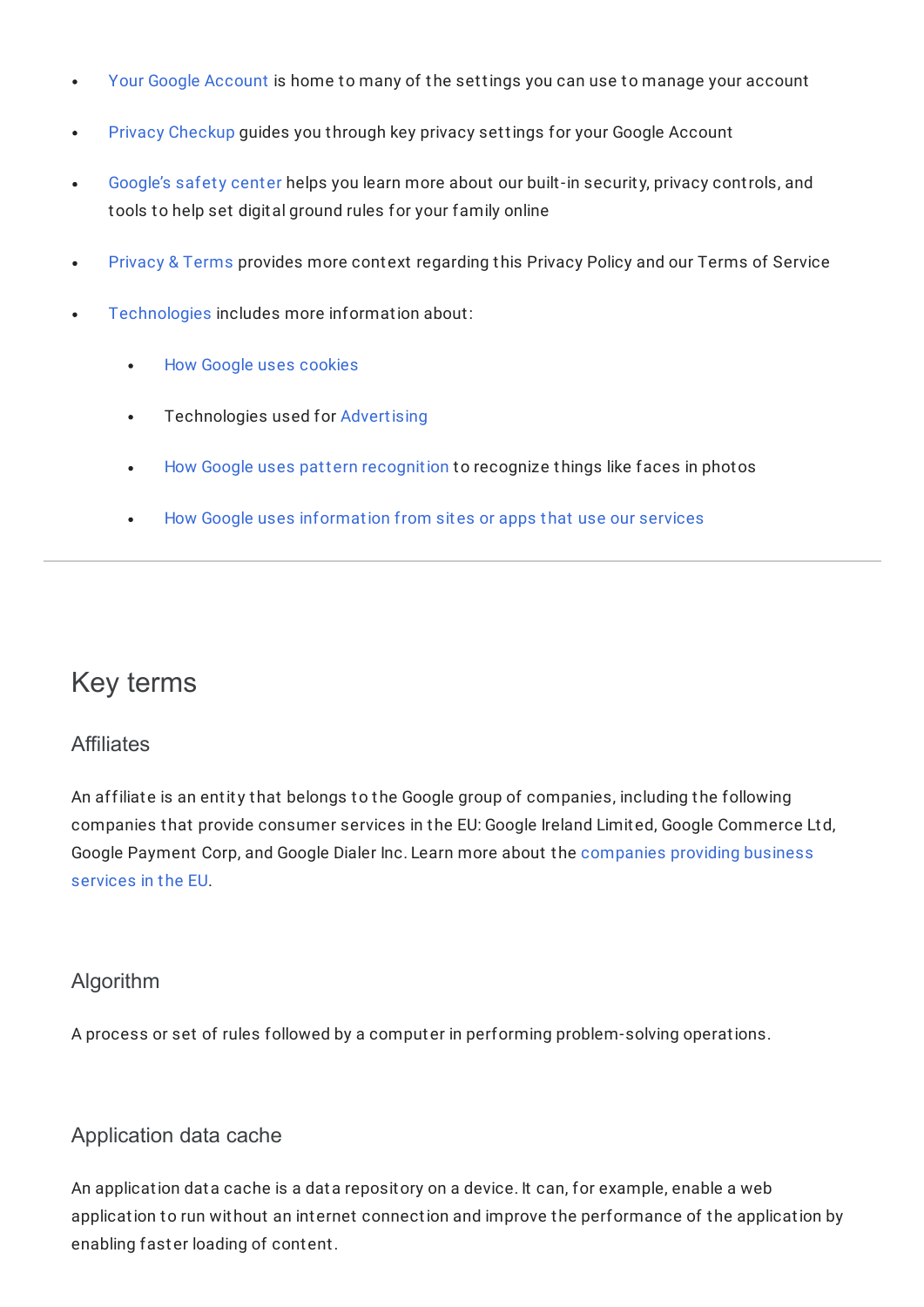- Your Google Account is home to many of the settings you can use to manage your account
- Privacy Checkup guides you through key privacy settings for your Google Account
- Google's safety center helps you learn more about our built-in security, privacy controls, and tools to help set digital ground rules for your family online
- Privacy & Terms provides more context regarding this Privacy Policy and our Terms of Service
- Technologies includes more information about:
  - How Google uses cookies
  - Technologies used for Advertising
  - How Google uses pattern recognition to recognize things like faces in photos
  - How Google uses information from sites or apps that use our services

---

## Key terms

### Affiliates

An affiliate is an entity that belongs to the Google group of companies, including the following companies that provide consumer services in the EU: Google Ireland Limited, Google Commerce Ltd, Google Payment Corp, and Google Dialer Inc. Learn more about the companies providing business services in the EU.

### Algorithm

A process or set of rules followed by a computer in performing problem-solving operations.

### Application data cache

An application data cache is a data repository on a device. It can, for example, enable a web application to run without an internet connection and improve the performance of the application by enabling faster loading of content.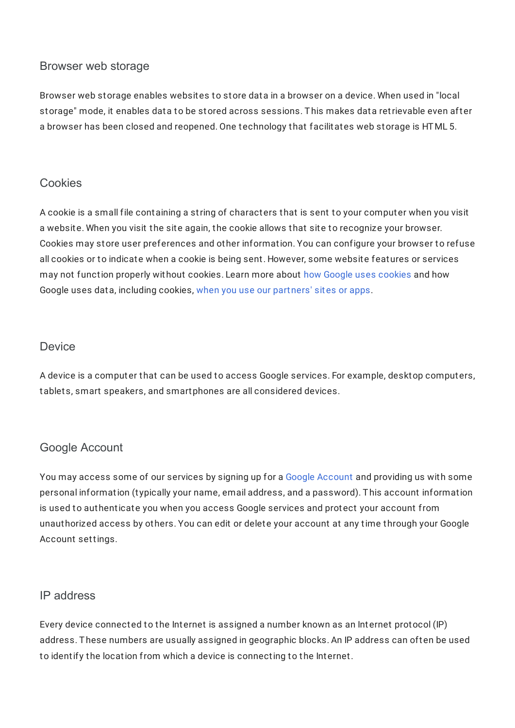### Browser web storage

Browser web storage enables websites to store data in a browser on a device. When used in "local storage" mode, it enables data to be stored across sessions. This makes data retrievable even after a browser has been closed and reopened. One technology that facilitates web storage is HTML 5.

### Cookies

A cookie is a small file containing a string of characters that is sent to your computer when you visit a website. When you visit the site again, the cookie allows that site to recognize your browser. Cookies may store user preferences and other information. You can configure your browser to refuse all cookies or to indicate when a cookie is being sent. However, some website features or services may not function properly without cookies. Learn more about how Google uses cookies and how Google uses data, including cookies, when you use our partners' sites or apps.

### Device

A device is a computer that can be used to access Google services. For example, desktop computers, tablets, smart speakers, and smartphones are all considered devices.

### Google Account

You may access some of our services by signing up for a Google Account and providing us with some personal information (typically your name, email address, and a password). This account information is used to authenticate you when you access Google services and protect your account from unauthorized access by others. You can edit or delete your account at any time through your Google Account settings.

### IP address

Every device connected to the Internet is assigned a number known as an Internet protocol (IP) address. These numbers are usually assigned in geographic blocks. An IP address can often be used to identify the location from which a device is connecting to the Internet.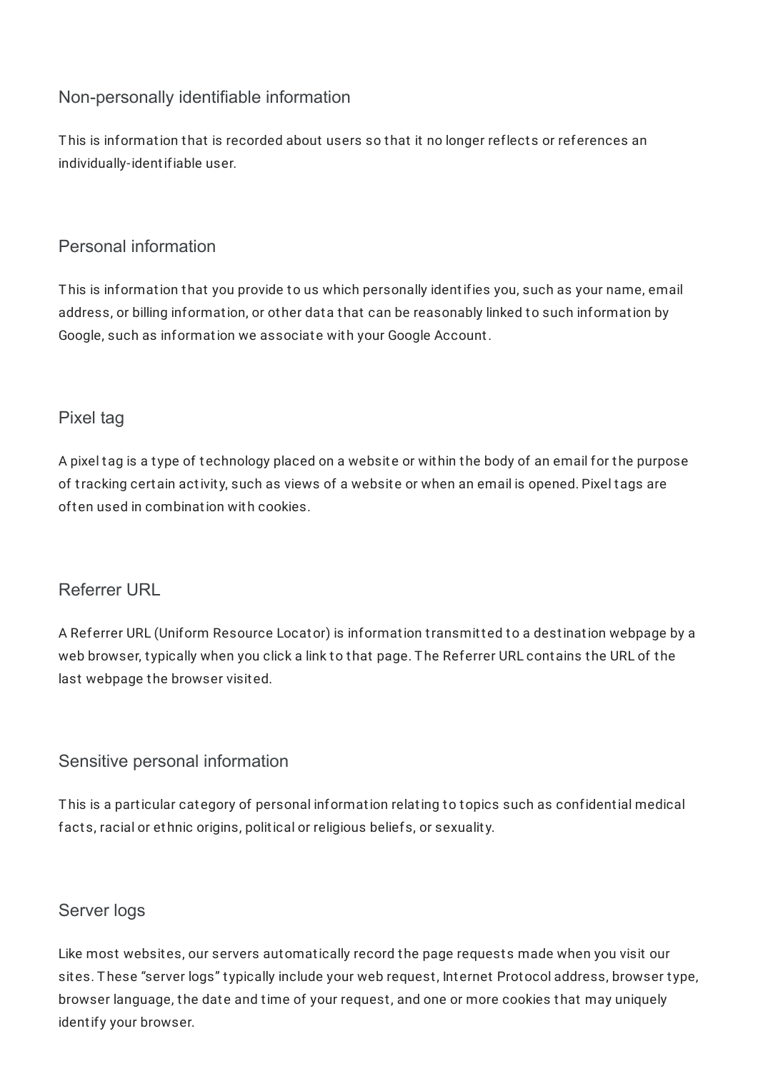### Non-personally identifiable information

This is information that is recorded about users so that it no longer reflects or references an individually-identifiable user.

### Personal information

This is information that you provide to us which personally identifies you, such as your name, email address, or billing information, or other data that can be reasonably linked to such information by Google, such as information we associate with your Google Account.

### Pixel tag

A pixel tag is a type of technology placed on a website or within the body of an email for the purpose of tracking certain activity, such as views of a website or when an email is opened. Pixel tags are often used in combination with cookies.

### Referrer URL

A Referrer URL (Uniform Resource Locator) is information transmitted to a destination webpage by a web browser, typically when you click a link to that page. The Referrer URL contains the URL of the last webpage the browser visited.

### Sensitive personal information

This is a particular category of personal information relating to topics such as confidential medical facts, racial or ethnic origins, political or religious beliefs, or sexuality.

### Server logs

Like most websites, our servers automatically record the page requests made when you visit our sites. These "server logs" typically include your web request, Internet Protocol address, browser type, browser language, the date and time of your request, and one or more cookies that may uniquely identify your browser.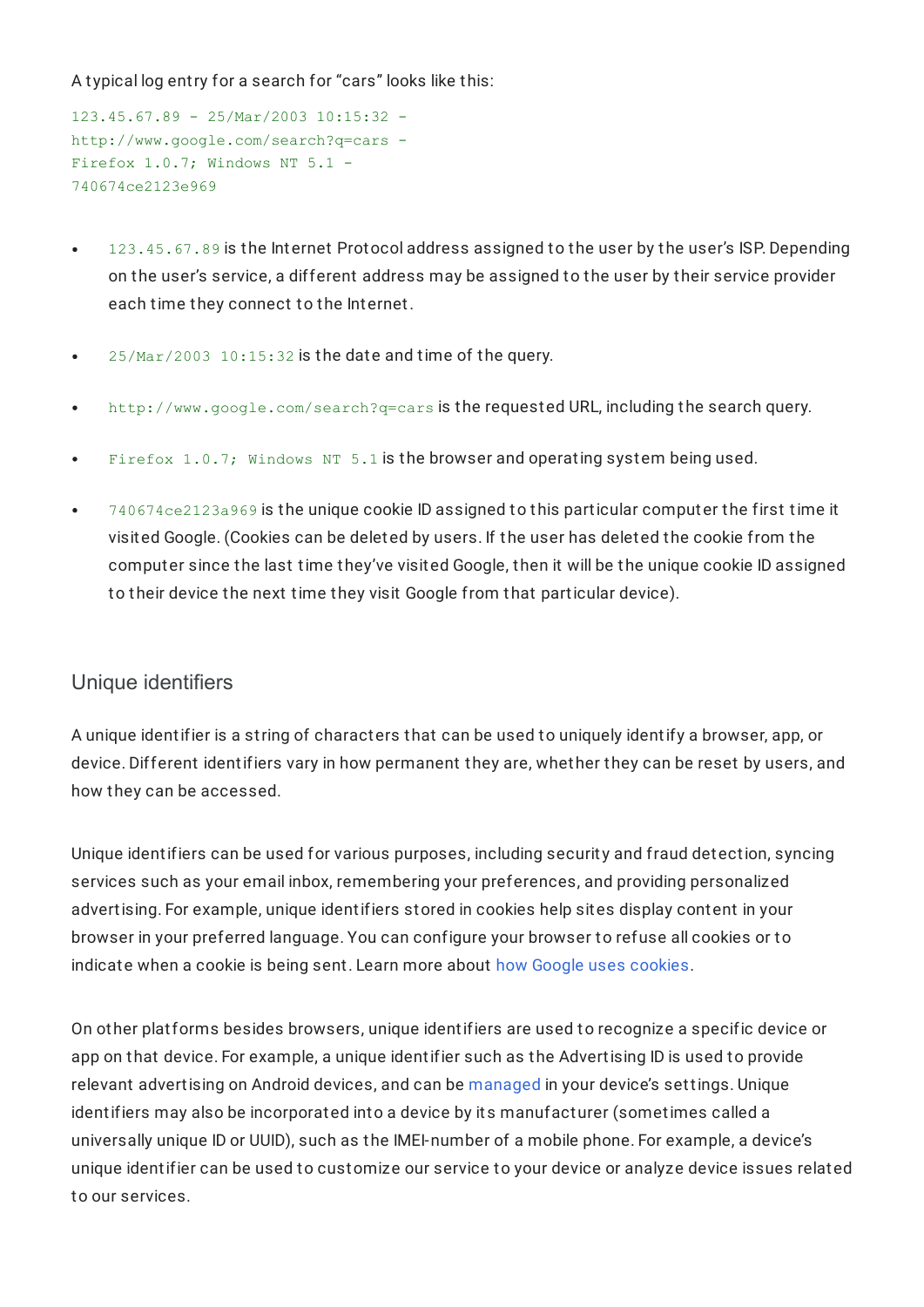A typical log entry for a search for “cars” looks like this:

```
123.45.67.89 - 25/Mar/2003 10:15:32 -
http://www.google.com/search?q=cars -
Firefox 1.0.7; Windows NT 5.1 -
740674ce2123e969
```

- `123.45.67.89` is the Internet Protocol address assigned to the user by the user’s ISP. Depending on the user’s service, a different address may be assigned to the user by their service provider each time they connect to the Internet.
- `25/Mar/2003 10:15:32` is the date and time of the query.
- `http://www.google.com/search?q=cars` is the requested URL, including the search query.
- `Firefox 1.0.7; Windows NT 5.1` is the browser and operating system being used.
- `740674ce2123a969` is the unique cookie ID assigned to this particular computer the first time it visited Google. (Cookies can be deleted by users. If the user has deleted the cookie from the computer since the last time they’ve visited Google, then it will be the unique cookie ID assigned to their device the next time they visit Google from that particular device).

## Unique identifiers

A unique identifier is a string of characters that can be used to uniquely identify a browser, app, or device. Different identifiers vary in how permanent they are, whether they can be reset by users, and how they can be accessed.

Unique identifiers can be used for various purposes, including security and fraud detection, syncing services such as your email inbox, remembering your preferences, and providing personalized advertising. For example, unique identifiers stored in cookies help sites display content in your browser in your preferred language. You can configure your browser to refuse all cookies or to indicate when a cookie is being sent. Learn more about how Google uses cookies.

On other platforms besides browsers, unique identifiers are used to recognize a specific device or app on that device. For example, a unique identifier such as the Advertising ID is used to provide relevant advertising on Android devices, and can be managed in your device’s settings. Unique identifiers may also be incorporated into a device by its manufacturer (sometimes called a universally unique ID or UUID), such as the IMEI-number of a mobile phone. For example, a device’s unique identifier can be used to customize our service to your device or analyze device issues related to our services.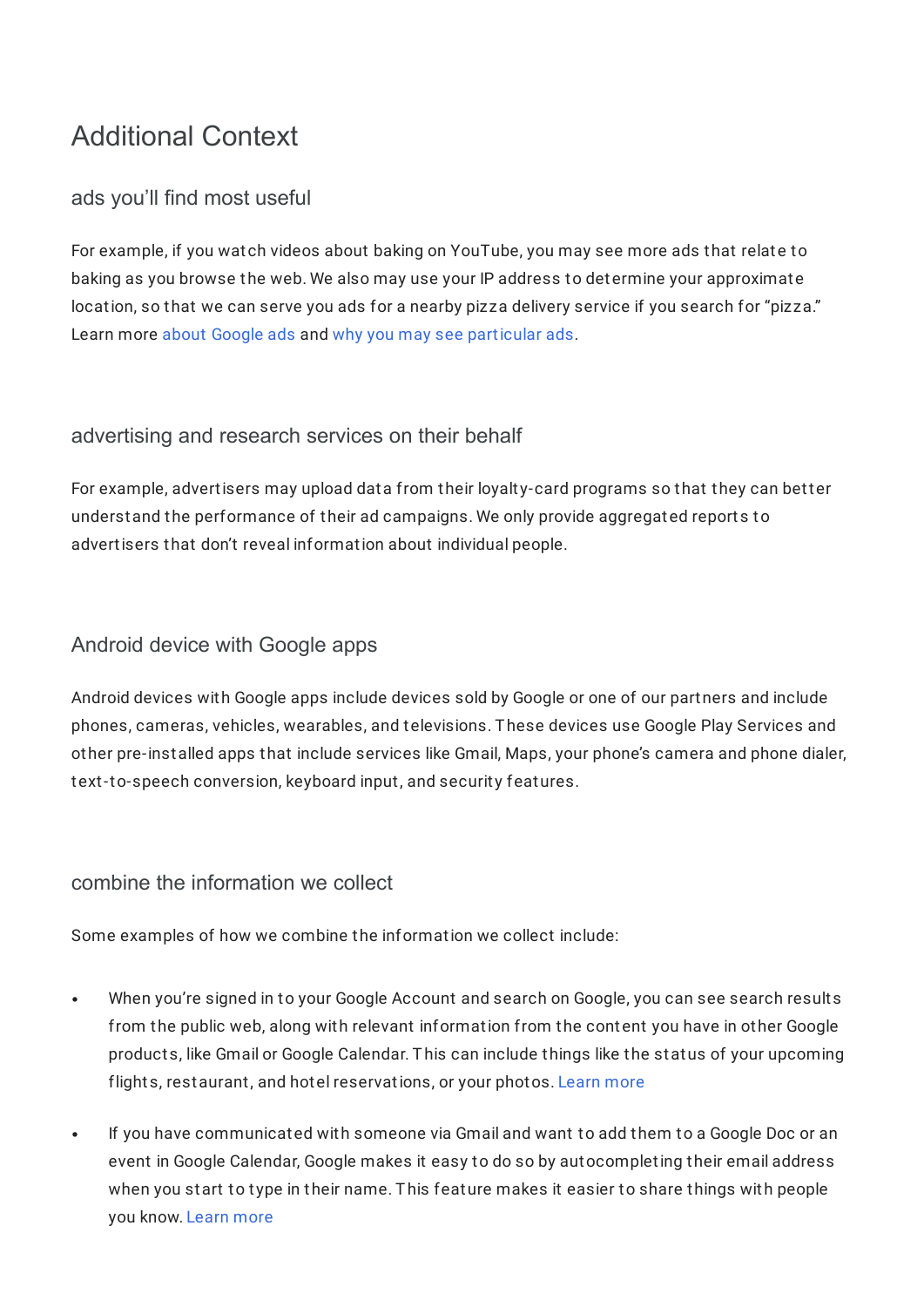# Additional Context

## ads you'll find most useful

For example, if you watch videos about baking on YouTube, you may see more ads that relate to baking as you browse the web. We also may use your IP address to determine your approximate location, so that we can serve you ads for a nearby pizza delivery service if you search for "pizza." Learn more about Google ads and why you may see particular ads.

## advertising and research services on their behalf

For example, advertisers may upload data from their loyalty-card programs so that they can better understand the performance of their ad campaigns. We only provide aggregated reports to advertisers that don't reveal information about individual people.

## Android device with Google apps

Android devices with Google apps include devices sold by Google or one of our partners and include phones, cameras, vehicles, wearables, and televisions. These devices use Google Play Services and other pre-installed apps that include services like Gmail, Maps, your phone's camera and phone dialer, text-to-speech conversion, keyboard input, and security features.

## combine the information we collect

Some examples of how we combine the information we collect include:

- When you're signed in to your Google Account and search on Google, you can see search results from the public web, along with relevant information from the content you have in other Google products, like Gmail or Google Calendar. This can include things like the status of your upcoming flights, restaurant, and hotel reservations, or your photos. Learn more
- If you have communicated with someone via Gmail and want to add them to a Google Doc or an event in Google Calendar, Google makes it easy to do so by autocompleting their email address when you start to type in their name. This feature makes it easier to share things with people you know. Learn more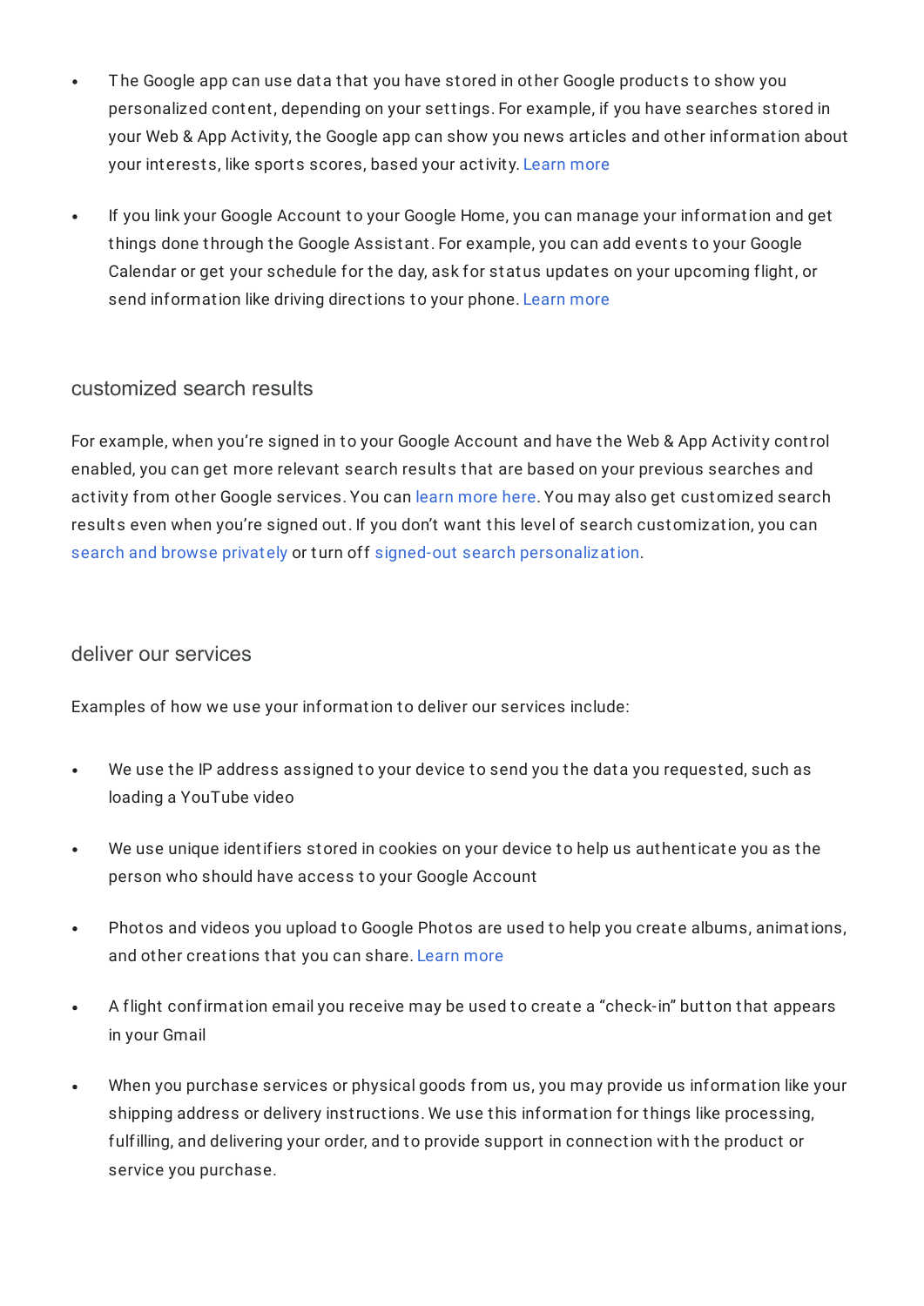- The Google app can use data that you have stored in other Google products to show you personalized content, depending on your settings. For example, if you have searches stored in your Web & App Activity, the Google app can show you news articles and other information about your interests, like sports scores, based your activity. Learn more

- If you link your Google Account to your Google Home, you can manage your information and get things done through the Google Assistant. For example, you can add events to your Google Calendar or get your schedule for the day, ask for status updates on your upcoming flight, or send information like driving directions to your phone. Learn more

## customized search results

For example, when you're signed in to your Google Account and have the Web & App Activity control enabled, you can get more relevant search results that are based on your previous searches and activity from other Google services. You can learn more here. You may also get customized search results even when you're signed out. If you don't want this level of search customization, you can search and browse privately or turn off signed-out search personalization.

## deliver our services

Examples of how we use your information to deliver our services include:

- We use the IP address assigned to your device to send you the data you requested, such as loading a YouTube video

- We use unique identifiers stored in cookies on your device to help us authenticate you as the person who should have access to your Google Account

- Photos and videos you upload to Google Photos are used to help you create albums, animations, and other creations that you can share. Learn more

- A flight confirmation email you receive may be used to create a "check-in" button that appears in your Gmail

- When you purchase services or physical goods from us, you may provide us information like your shipping address or delivery instructions. We use this information for things like processing, fulfilling, and delivering your order, and to provide support in connection with the product or service you purchase.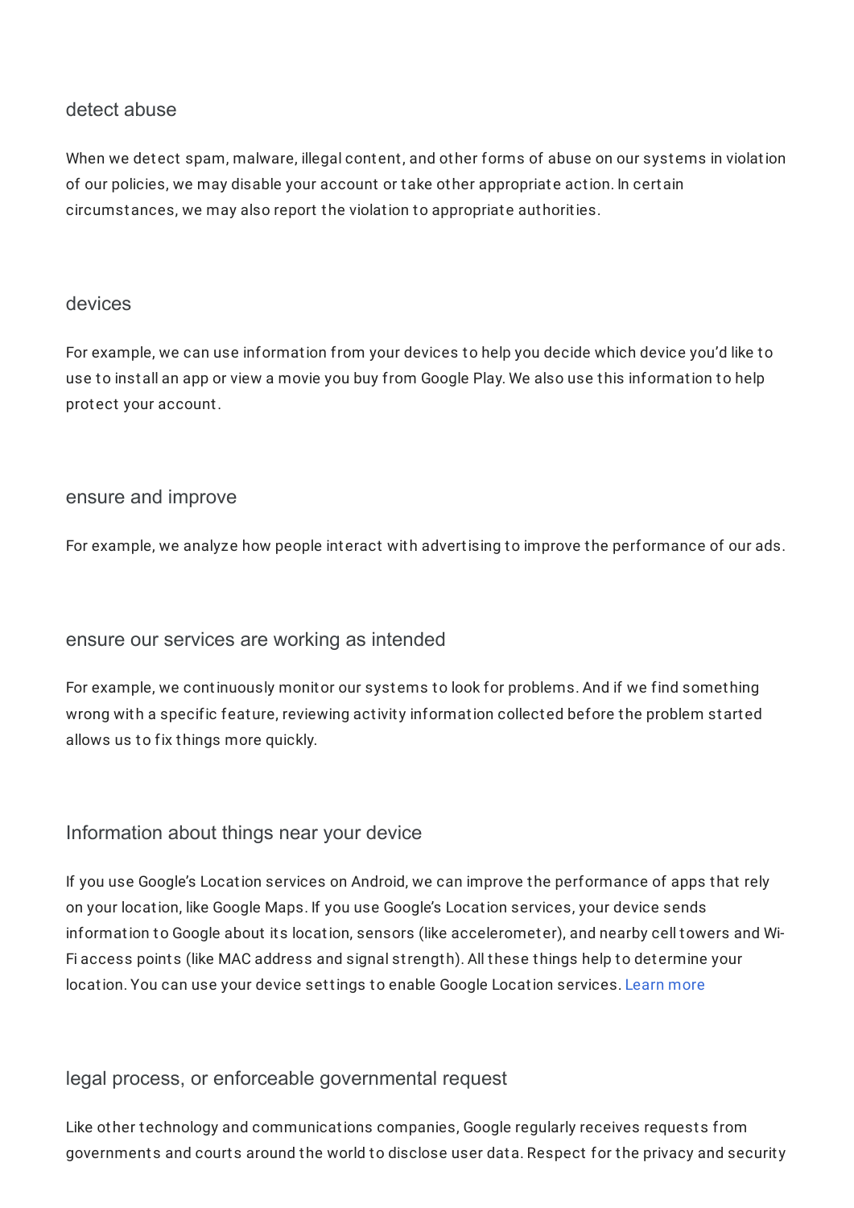### detect abuse

When we detect spam, malware, illegal content, and other forms of abuse on our systems in violation of our policies, we may disable your account or take other appropriate action. In certain circumstances, we may also report the violation to appropriate authorities.

### devices

For example, we can use information from your devices to help you decide which device you'd like to use to install an app or view a movie you buy from Google Play. We also use this information to help protect your account.

### ensure and improve

For example, we analyze how people interact with advertising to improve the performance of our ads.

### ensure our services are working as intended

For example, we continuously monitor our systems to look for problems. And if we find something wrong with a specific feature, reviewing activity information collected before the problem started allows us to fix things more quickly.

### Information about things near your device

If you use Google's Location services on Android, we can improve the performance of apps that rely on your location, like Google Maps. If you use Google's Location services, your device sends information to Google about its location, sensors (like accelerometer), and nearby cell towers and Wi-Fi access points (like MAC address and signal strength). All these things help to determine your location. You can use your device settings to enable Google Location services. Learn more

### legal process, or enforceable governmental request

Like other technology and communications companies, Google regularly receives requests from governments and courts around the world to disclose user data. Respect for the privacy and security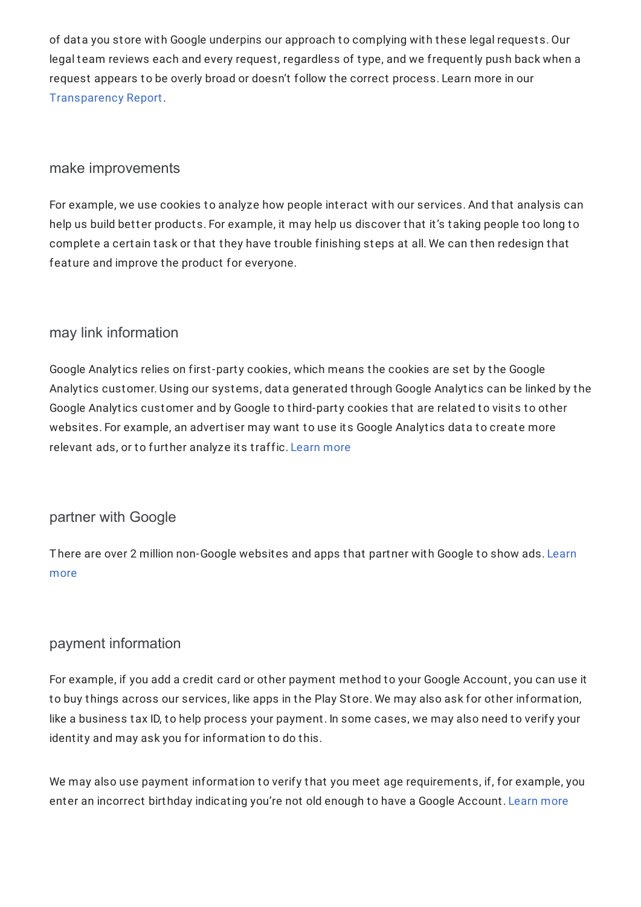of data you store with Google underpins our approach to complying with these legal requests. Our legal team reviews each and every request, regardless of type, and we frequently push back when a request appears to be overly broad or doesn't follow the correct process. Learn more in our Transparency Report.

### make improvements

For example, we use cookies to analyze how people interact with our services. And that analysis can help us build better products. For example, it may help us discover that it's taking people too long to complete a certain task or that they have trouble finishing steps at all. We can then redesign that feature and improve the product for everyone.

### may link information

Google Analytics relies on first-party cookies, which means the cookies are set by the Google Analytics customer. Using our systems, data generated through Google Analytics can be linked by the Google Analytics customer and by Google to third-party cookies that are related to visits to other websites. For example, an advertiser may want to use its Google Analytics data to create more relevant ads, or to further analyze its traffic. Learn more

### partner with Google

There are over 2 million non-Google websites and apps that partner with Google to show ads. Learn more

### payment information

For example, if you add a credit card or other payment method to your Google Account, you can use it to buy things across our services, like apps in the Play Store. We may also ask for other information, like a business tax ID, to help process your payment. In some cases, we may also need to verify your identity and may ask you for information to do this.

We may also use payment information to verify that you meet age requirements, if, for example, you enter an incorrect birthday indicating you're not old enough to have a Google Account. Learn more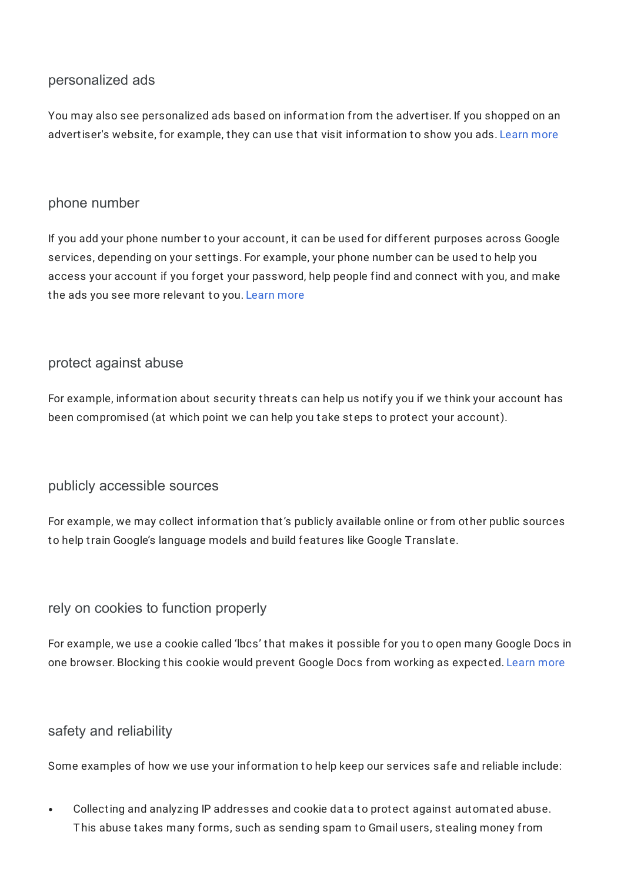### personalized ads

You may also see personalized ads based on information from the advertiser. If you shopped on an advertiser's website, for example, they can use that visit information to show you ads. Learn more

### phone number

If you add your phone number to your account, it can be used for different purposes across Google services, depending on your settings. For example, your phone number can be used to help you access your account if you forget your password, help people find and connect with you, and make the ads you see more relevant to you. Learn more

### protect against abuse

For example, information about security threats can help us notify you if we think your account has been compromised (at which point we can help you take steps to protect your account).

### publicly accessible sources

For example, we may collect information that's publicly available online or from other public sources to help train Google's language models and build features like Google Translate.

### rely on cookies to function properly

For example, we use a cookie called 'lbcs' that makes it possible for you to open many Google Docs in one browser. Blocking this cookie would prevent Google Docs from working as expected. Learn more

### safety and reliability

Some examples of how we use your information to help keep our services safe and reliable include:

- Collecting and analyzing IP addresses and cookie data to protect against automated abuse. This abuse takes many forms, such as sending spam to Gmail users, stealing money from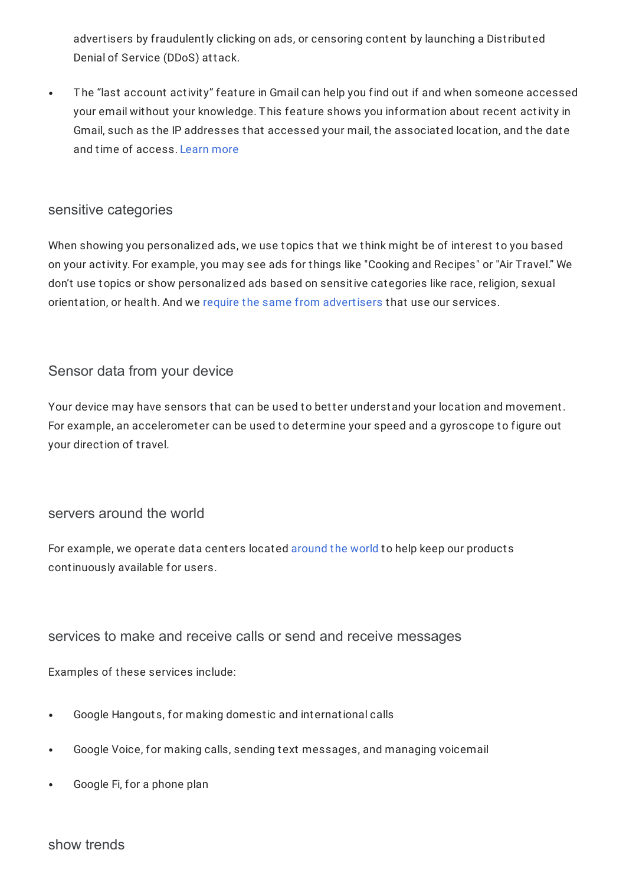advertisers by fraudulently clicking on ads, or censoring content by launching a Distributed Denial of Service (DDoS) attack.

- The “last account activity” feature in Gmail can help you find out if and when someone accessed your email without your knowledge. This feature shows you information about recent activity in Gmail, such as the IP addresses that accessed your mail, the associated location, and the date and time of access. Learn more

### sensitive categories

When showing you personalized ads, we use topics that we think might be of interest to you based on your activity. For example, you may see ads for things like "Cooking and Recipes" or "Air Travel." We don’t use topics or show personalized ads based on sensitive categories like race, religion, sexual orientation, or health. And we require the same from advertisers that use our services.

### Sensor data from your device

Your device may have sensors that can be used to better understand your location and movement. For example, an accelerometer can be used to determine your speed and a gyroscope to figure out your direction of travel.

### servers around the world

For example, we operate data centers located around the world to help keep our products continuously available for users.

### services to make and receive calls or send and receive messages

Examples of these services include:

- Google Hangouts, for making domestic and international calls
- Google Voice, for making calls, sending text messages, and managing voicemail
- Google Fi, for a phone plan

### show trends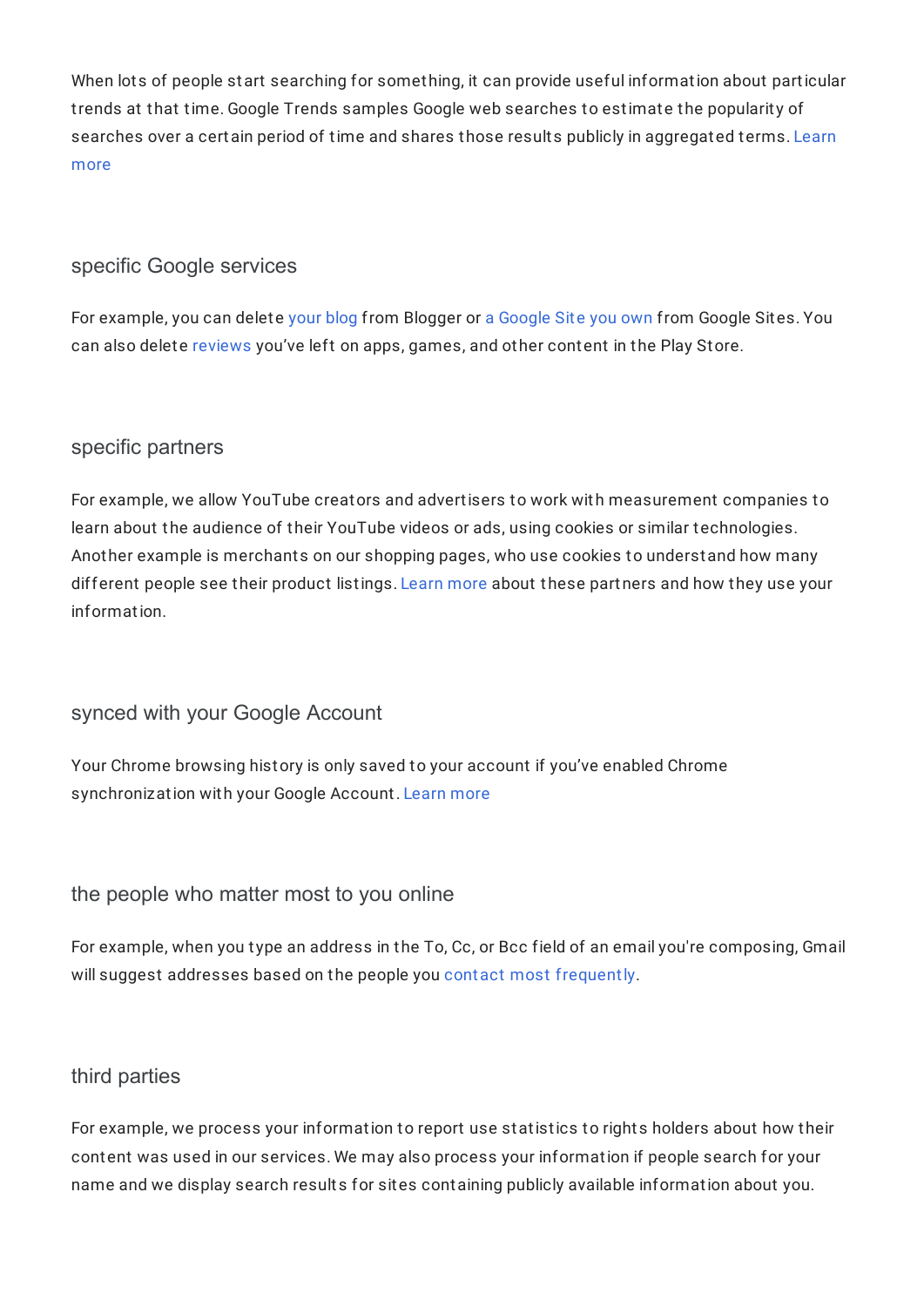When lots of people start searching for something, it can provide useful information about particular trends at that time. Google Trends samples Google web searches to estimate the popularity of searches over a certain period of time and shares those results publicly in aggregated terms. Learn more

### specific Google services

For example, you can delete your blog from Blogger or a Google Site you own from Google Sites. You can also delete reviews you've left on apps, games, and other content in the Play Store.

### specific partners

For example, we allow YouTube creators and advertisers to work with measurement companies to learn about the audience of their YouTube videos or ads, using cookies or similar technologies. Another example is merchants on our shopping pages, who use cookies to understand how many different people see their product listings. Learn more about these partners and how they use your information.

### synced with your Google Account

Your Chrome browsing history is only saved to your account if you've enabled Chrome synchronization with your Google Account. Learn more

### the people who matter most to you online

For example, when you type an address in the To, Cc, or Bcc field of an email you're composing, Gmail will suggest addresses based on the people you contact most frequently.

### third parties

For example, we process your information to report use statistics to rights holders about how their content was used in our services. We may also process your information if people search for your name and we display search results for sites containing publicly available information about you.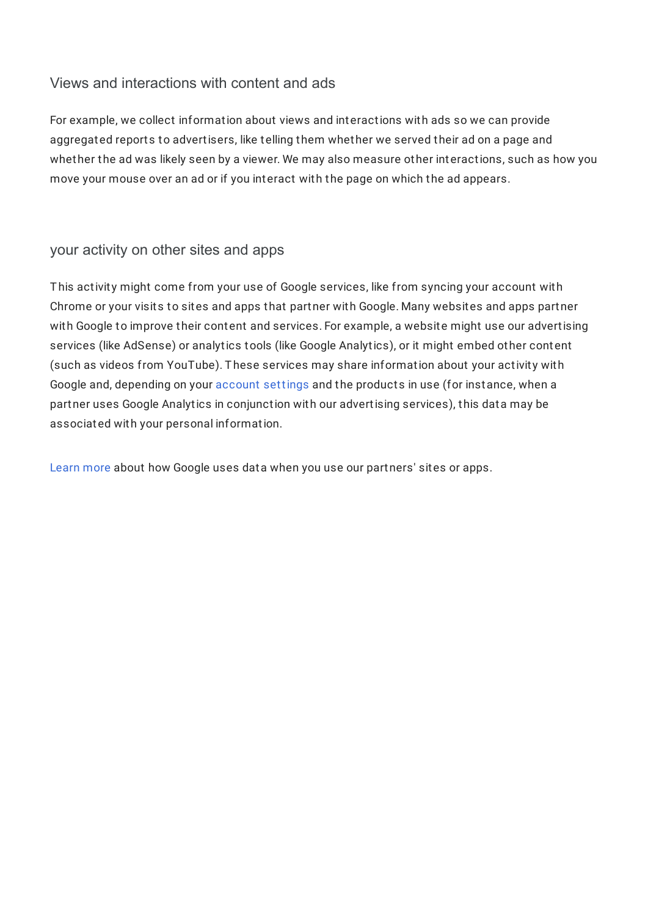### Views and interactions with content and ads

For example, we collect information about views and interactions with ads so we can provide aggregated reports to advertisers, like telling them whether we served their ad on a page and whether the ad was likely seen by a viewer. We may also measure other interactions, such as how you move your mouse over an ad or if you interact with the page on which the ad appears.

### your activity on other sites and apps

This activity might come from your use of Google services, like from syncing your account with Chrome or your visits to sites and apps that partner with Google. Many websites and apps partner with Google to improve their content and services. For example, a website might use our advertising services (like AdSense) or analytics tools (like Google Analytics), or it might embed other content (such as videos from YouTube). These services may share information about your activity with Google and, depending on your account settings and the products in use (for instance, when a partner uses Google Analytics in conjunction with our advertising services), this data may be associated with your personal information.

Learn more about how Google uses data when you use our partners' sites or apps.